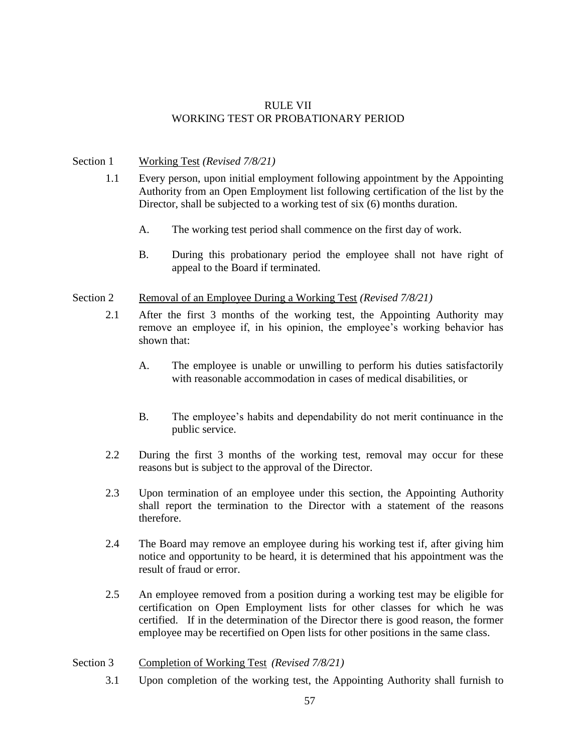# RULE VII
# WORKING TEST OR PROBATIONARY PERIOD

Section 1 <u>Working Test</u> *(Revised 7/8/21)*

1.1 Every person, upon initial employment following appointment by the Appointing Authority from an Open Employment list following certification of the list by the Director, shall be subjected to a working test of six (6) months duration.

A. The working test period shall commence on the first day of work.

B. During this probationary period the employee shall not have right of appeal to the Board if terminated.

Section 2 <u>Removal of an Employee During a Working Test</u> *(Revised 7/8/21)*

2.1 After the first 3 months of the working test, the Appointing Authority may remove an employee if, in his opinion, the employee's working behavior has shown that:

A. The employee is unable or unwilling to perform his duties satisfactorily with reasonable accommodation in cases of medical disabilities, or

B. The employee's habits and dependability do not merit continuance in the public service.

2.2 During the first 3 months of the working test, removal may occur for these reasons but is subject to the approval of the Director.

2.3 Upon termination of an employee under this section, the Appointing Authority shall report the termination to the Director with a statement of the reasons therefore.

2.4 The Board may remove an employee during his working test if, after giving him notice and opportunity to be heard, it is determined that his appointment was the result of fraud or error.

2.5 An employee removed from a position during a working test may be eligible for certification on Open Employment lists for other classes for which he was certified. If in the determination of the Director there is good reason, the former employee may be recertified on Open lists for other positions in the same class.

Section 3 <u>Completion of Working Test</u> *(Revised 7/8/21)*

3.1 Upon completion of the working test, the Appointing Authority shall furnish to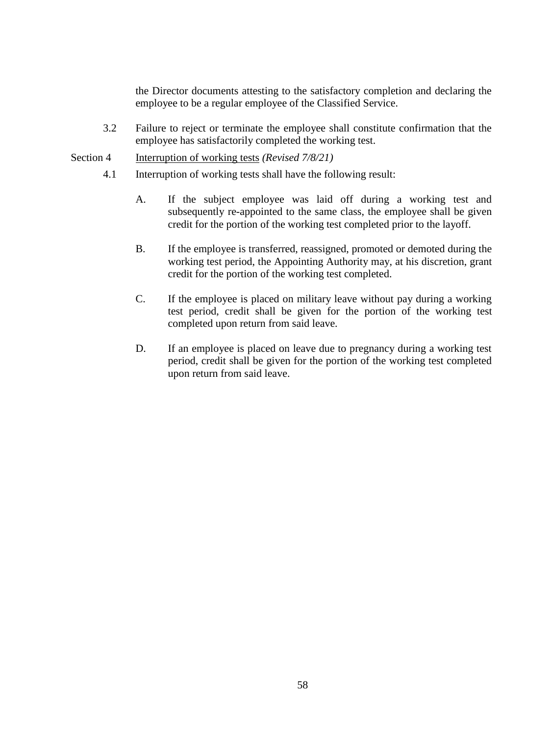the Director documents attesting to the satisfactory completion and declaring the employee to be a regular employee of the Classified Service.

3.2 Failure to reject or terminate the employee shall constitute confirmation that the employee has satisfactorily completed the working test.

Section 4 Interruption of working tests *(Revised 7/8/21)*

4.1 Interruption of working tests shall have the following result:

A. If the subject employee was laid off during a working test and subsequently re-appointed to the same class, the employee shall be given credit for the portion of the working test completed prior to the layoff.

B. If the employee is transferred, reassigned, promoted or demoted during the working test period, the Appointing Authority may, at his discretion, grant credit for the portion of the working test completed.

C. If the employee is placed on military leave without pay during a working test period, credit shall be given for the portion of the working test completed upon return from said leave.

D. If an employee is placed on leave due to pregnancy during a working test period, credit shall be given for the portion of the working test completed upon return from said leave.